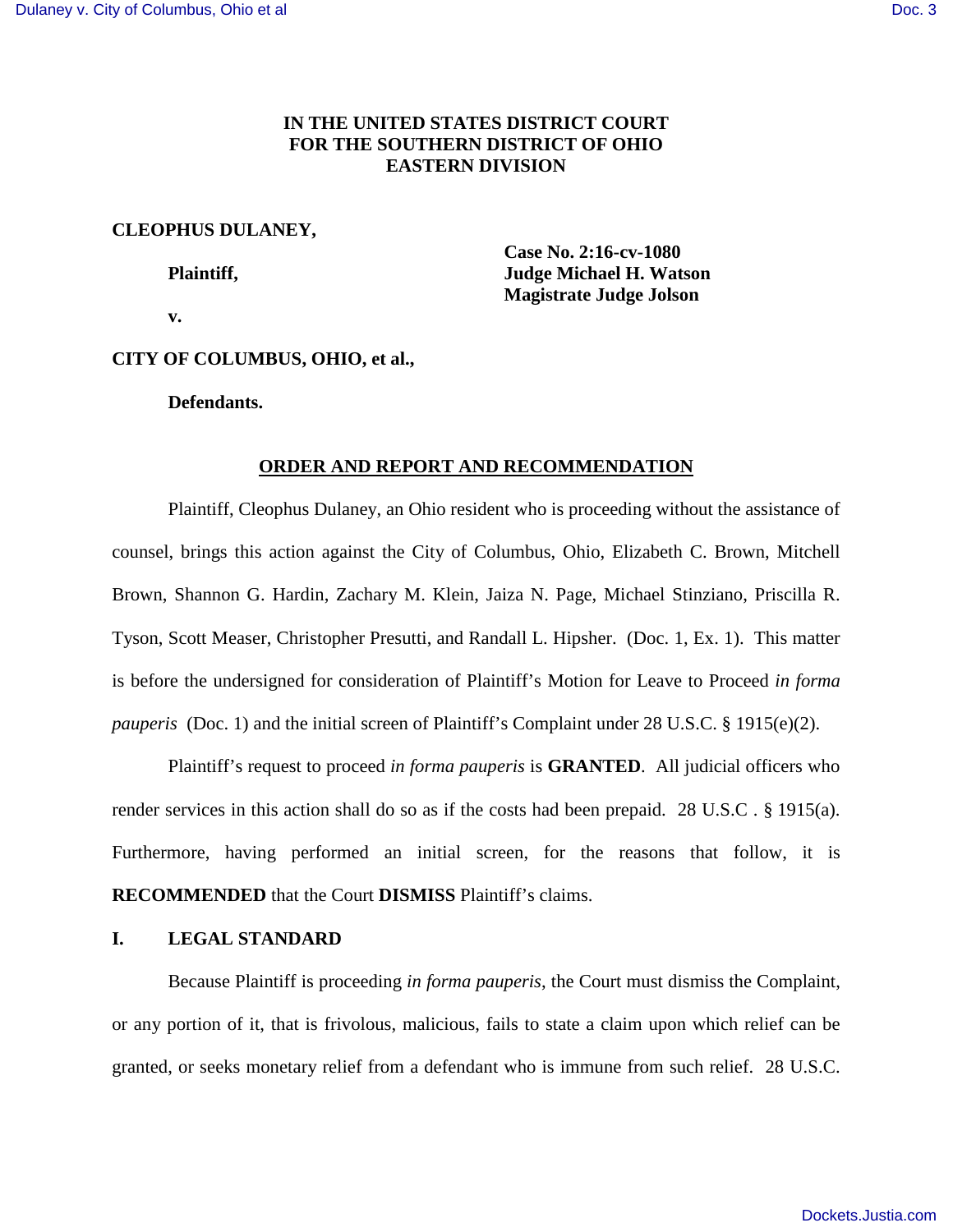**IN THE UNITED STATES DISTRICT COURT**
**FOR THE SOUTHERN DISTRICT OF OHIO**
**EASTERN DIVISION**

**CLEOPHUS DULANEY,**

**Plaintiff,**

**v.**

**CITY OF COLUMBUS, OHIO, et al.,**

**Defendants.**

**Case No. 2:16-cv-1080**
**Judge Michael H. Watson**
**Magistrate Judge Jolson**

## ORDER AND REPORT AND RECOMMENDATION

Plaintiff, Cleophus Dulaney, an Ohio resident who is proceeding without the assistance of counsel, brings this action against the City of Columbus, Ohio, Elizabeth C. Brown, Mitchell Brown, Shannon G. Hardin, Zachary M. Klein, Jaiza N. Page, Michael Stinziano, Priscilla R. Tyson, Scott Measer, Christopher Presutti, and Randall L. Hipsher. (Doc. 1, Ex. 1). This matter is before the undersigned for consideration of Plaintiff's Motion for Leave to Proceed *in forma pauperis* (Doc. 1) and the initial screen of Plaintiff's Complaint under 28 U.S.C. § 1915(e)(2).

Plaintiff's request to proceed *in forma pauperis* is **GRANTED**. All judicial officers who render services in this action shall do so as if the costs had been prepaid. 28 U.S.C . § 1915(a). Furthermore, having performed an initial screen, for the reasons that follow, it is **RECOMMENDED** that the Court **DISMISS** Plaintiff's claims.

## I. LEGAL STANDARD

Because Plaintiff is proceeding *in forma pauperis*, the Court must dismiss the Complaint, or any portion of it, that is frivolous, malicious, fails to state a claim upon which relief can be granted, or seeks monetary relief from a defendant who is immune from such relief. 28 U.S.C.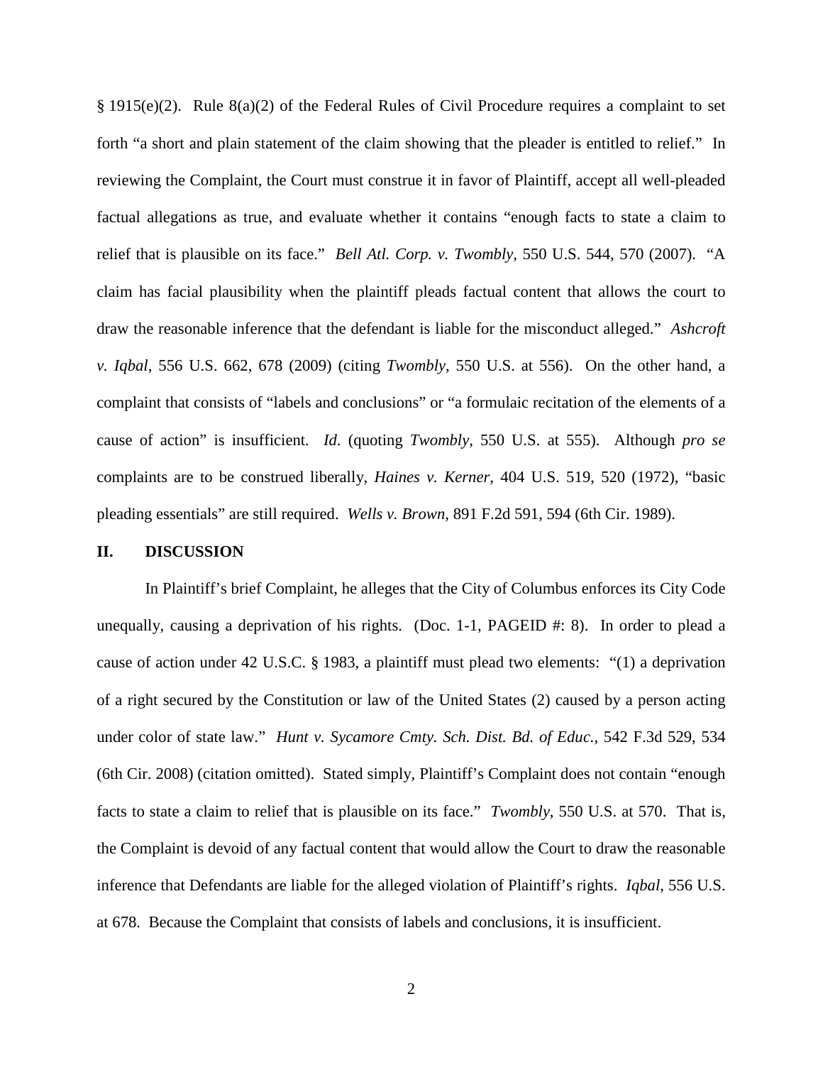§ 1915(e)(2). Rule 8(a)(2) of the Federal Rules of Civil Procedure requires a complaint to set forth "a short and plain statement of the claim showing that the pleader is entitled to relief." In reviewing the Complaint, the Court must construe it in favor of Plaintiff, accept all well-pleaded factual allegations as true, and evaluate whether it contains "enough facts to state a claim to relief that is plausible on its face." *Bell Atl. Corp. v. Twombly*, 550 U.S. 544, 570 (2007). "A claim has facial plausibility when the plaintiff pleads factual content that allows the court to draw the reasonable inference that the defendant is liable for the misconduct alleged." *Ashcroft v. Iqbal*, 556 U.S. 662, 678 (2009) (citing *Twombly*, 550 U.S. at 556). On the other hand, a complaint that consists of "labels and conclusions" or "a formulaic recitation of the elements of a cause of action" is insufficient. *Id.* (quoting *Twombly*, 550 U.S. at 555). Although *pro se* complaints are to be construed liberally, *Haines v. Kerner*, 404 U.S. 519, 520 (1972), "basic pleading essentials" are still required. *Wells v. Brown*, 891 F.2d 591, 594 (6th Cir. 1989).

## II. DISCUSSION

In Plaintiff's brief Complaint, he alleges that the City of Columbus enforces its City Code unequally, causing a deprivation of his rights. (Doc. 1-1, PAGEID #: 8). In order to plead a cause of action under 42 U.S.C. § 1983, a plaintiff must plead two elements: "(1) a deprivation of a right secured by the Constitution or law of the United States (2) caused by a person acting under color of state law." *Hunt v. Sycamore Cmty. Sch. Dist. Bd. of Educ.*, 542 F.3d 529, 534 (6th Cir. 2008) (citation omitted). Stated simply, Plaintiff's Complaint does not contain "enough facts to state a claim to relief that is plausible on its face." *Twombly*, 550 U.S. at 570. That is, the Complaint is devoid of any factual content that would allow the Court to draw the reasonable inference that Defendants are liable for the alleged violation of Plaintiff's rights. *Iqbal*, 556 U.S. at 678. Because the Complaint that consists of labels and conclusions, it is insufficient.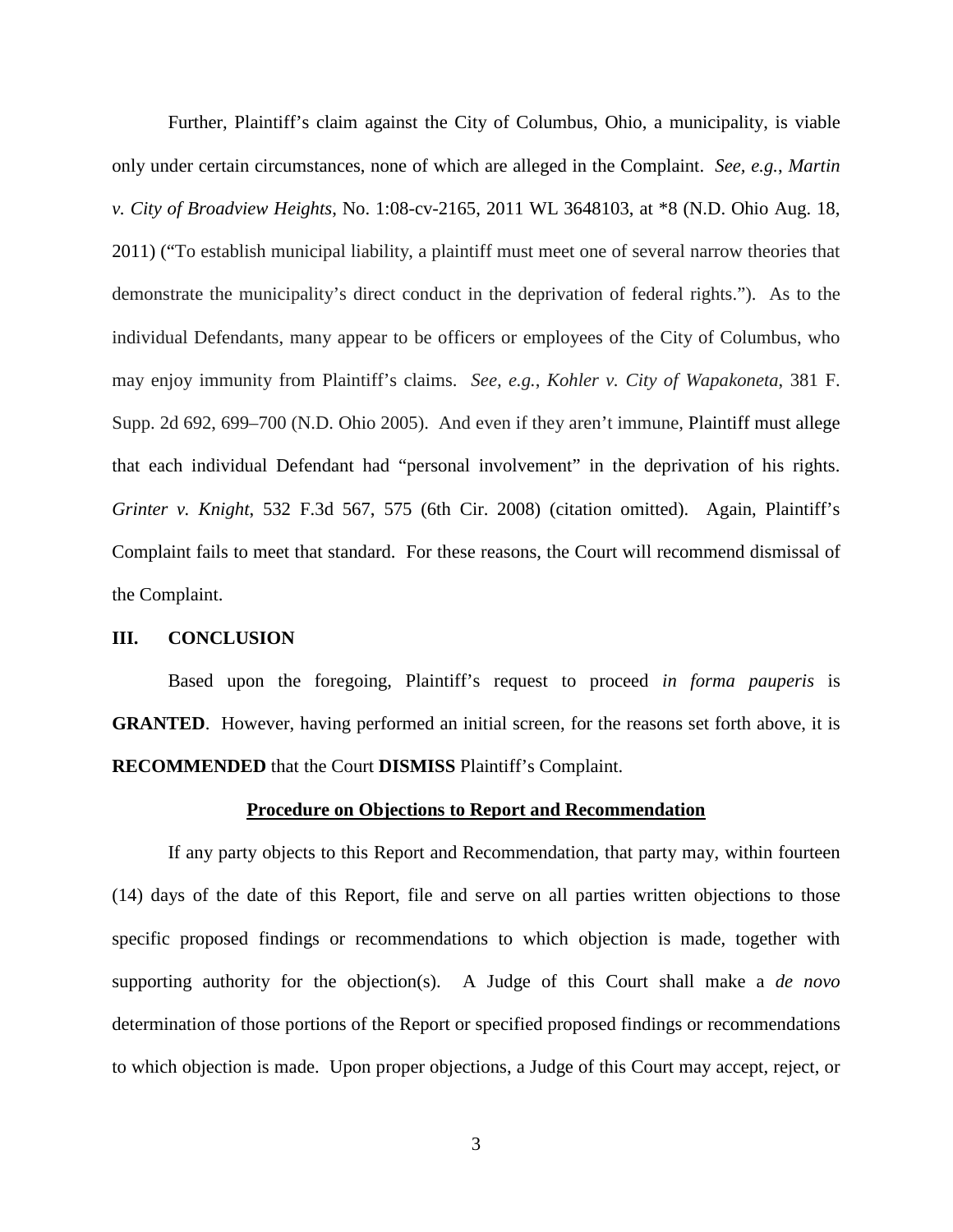Further, Plaintiff's claim against the City of Columbus, Ohio, a municipality, is viable only under certain circumstances, none of which are alleged in the Complaint. *See, e.g.*, *Martin v. City of Broadview Heights*, No. 1:08-cv-2165, 2011 WL 3648103, at *8 (N.D. Ohio Aug. 18, 2011) ("To establish municipal liability, a plaintiff must meet one of several narrow theories that demonstrate the municipality's direct conduct in the deprivation of federal rights."). As to the individual Defendants, many appear to be officers or employees of the City of Columbus, who may enjoy immunity from Plaintiff's claims. *See, e.g.*, *Kohler v. City of Wapakoneta*, 381 F. Supp. 2d 692, 699–700 (N.D. Ohio 2005). And even if they aren't immune, Plaintiff must allege that each individual Defendant had "personal involvement" in the deprivation of his rights. *Grinter v. Knight*, 532 F.3d 567, 575 (6th Cir. 2008) (citation omitted). Again, Plaintiff's Complaint fails to meet that standard. For these reasons, the Court will recommend dismissal of the Complaint.

## III. CONCLUSION

Based upon the foregoing, Plaintiff's request to proceed *in forma pauperis* is **GRANTED**. However, having performed an initial screen, for the reasons set forth above, it is **RECOMMENDED** that the Court **DISMISS** Plaintiff's Complaint.

### Procedure on Objections to Report and Recommendation

If any party objects to this Report and Recommendation, that party may, within fourteen (14) days of the date of this Report, file and serve on all parties written objections to those specific proposed findings or recommendations to which objection is made, together with supporting authority for the objection(s). A Judge of this Court shall make a *de novo* determination of those portions of the Report or specified proposed findings or recommendations to which objection is made. Upon proper objections, a Judge of this Court may accept, reject, or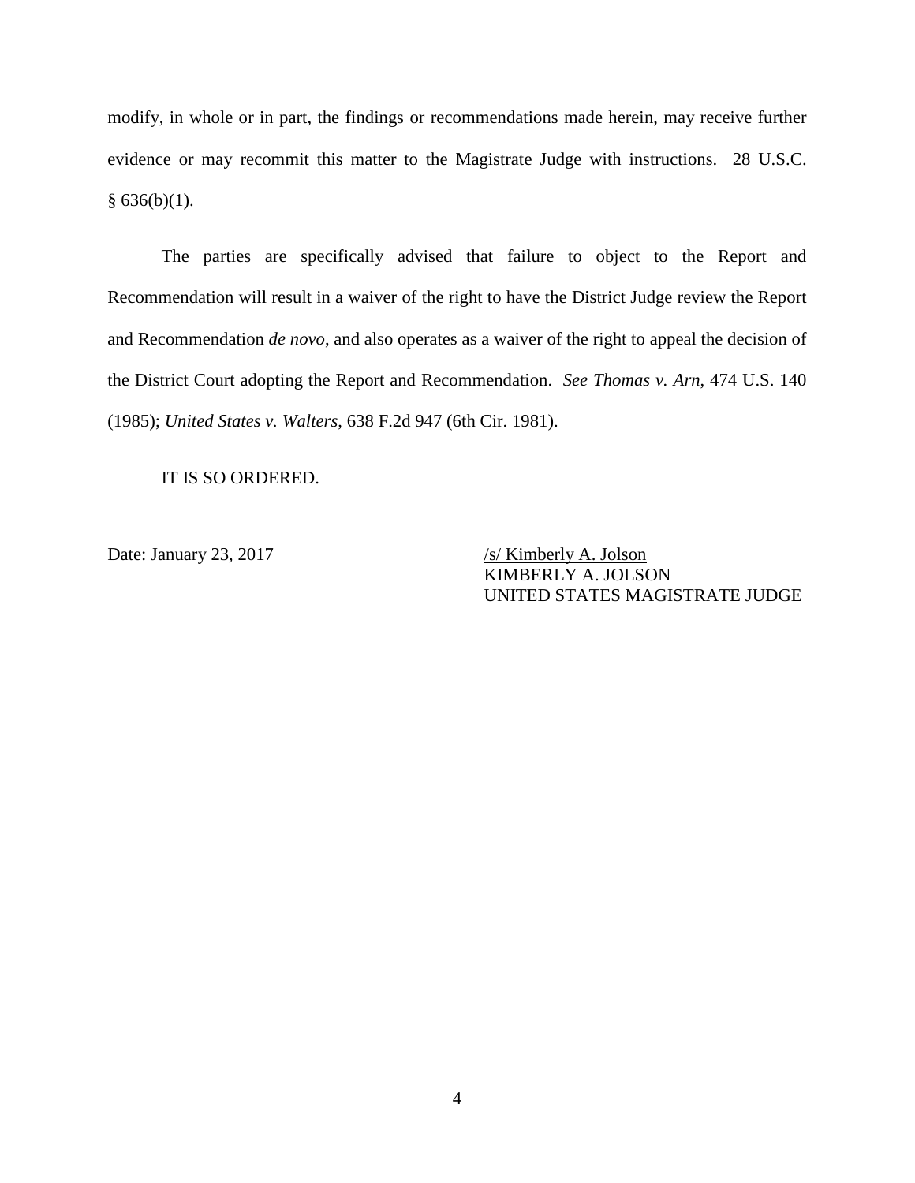modify, in whole or in part, the findings or recommendations made herein, may receive further evidence or may recommit this matter to the Magistrate Judge with instructions. 28 U.S.C. § 636(b)(1).

The parties are specifically advised that failure to object to the Report and Recommendation will result in a waiver of the right to have the District Judge review the Report and Recommendation *de novo*, and also operates as a waiver of the right to appeal the decision of the District Court adopting the Report and Recommendation. *See Thomas v. Arn*, 474 U.S. 140 (1985); *United States v. Walters*, 638 F.2d 947 (6th Cir. 1981).

IT IS SO ORDERED.

Date: January 23, 2017

/s/ Kimberly A. Jolson
KIMBERLY A. JOLSON
UNITED STATES MAGISTRATE JUDGE